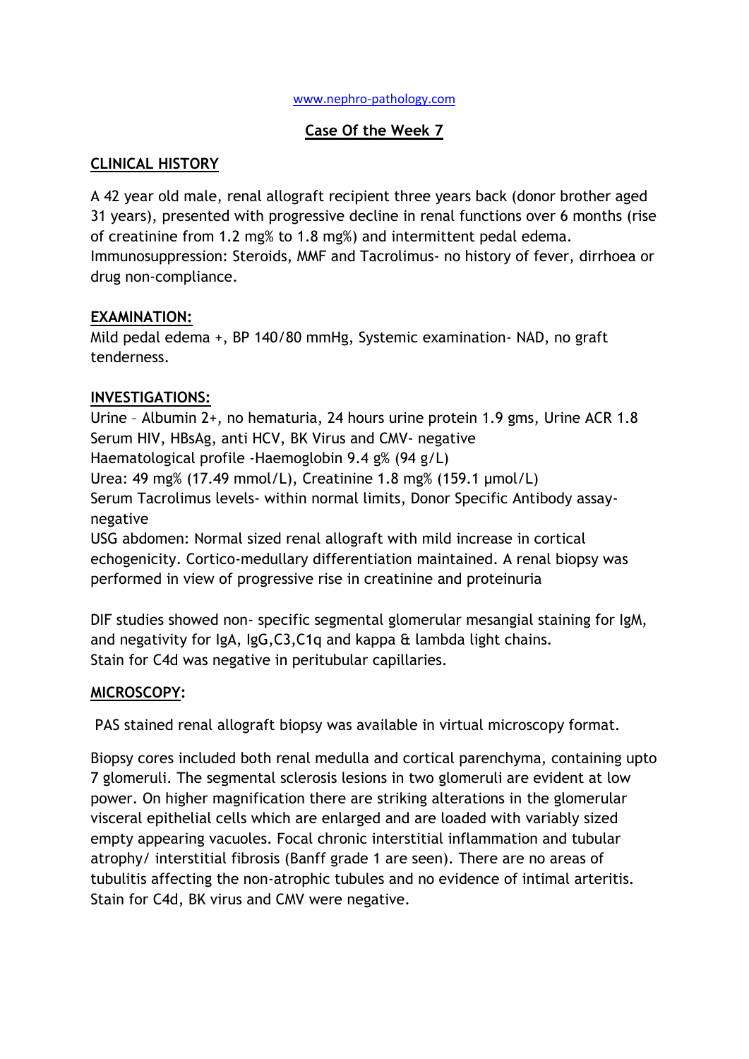www.nephro-pathology.com

# Case Of the Week 7

## CLINICAL HISTORY

A 42 year old male, renal allograft recipient three years back (donor brother aged 31 years), presented with progressive decline in renal functions over 6 months (rise of creatinine from 1.2 mg% to 1.8 mg%) and intermittent pedal edema. Immunosuppression: Steroids, MMF and Tacrolimus- no history of fever, dirrhoea or drug non-compliance.

## EXAMINATION:

Mild pedal edema +, BP 140/80 mmHg, Systemic examination- NAD, no graft tenderness.

## INVESTIGATIONS:

Urine – Albumin 2+, no hematuria, 24 hours urine protein 1.9 gms, Urine ACR 1.8
Serum HIV, HBsAg, anti HCV, BK Virus and CMV- negative
Haematological profile -Haemoglobin 9.4 g% (94 g/L)
Urea: 49 mg% (17.49 mmol/L), Creatinine 1.8 mg% (159.1 μmol/L)
Serum Tacrolimus levels- within normal limits, Donor Specific Antibody assay- negative
USG abdomen: Normal sized renal allograft with mild increase in cortical echogenicity. Cortico-medullary differentiation maintained. A renal biopsy was performed in view of progressive rise in creatinine and proteinuria

DIF studies showed non- specific segmental glomerular mesangial staining for IgM, and negativity for IgA, IgG,C3,C1q and kappa & lambda light chains.
Stain for C4d was negative in peritubular capillaries.

## MICROSCOPY:

PAS stained renal allograft biopsy was available in virtual microscopy format.

Biopsy cores included both renal medulla and cortical parenchyma, containing upto 7 glomeruli. The segmental sclerosis lesions in two glomeruli are evident at low power. On higher magnification there are striking alterations in the glomerular visceral epithelial cells which are enlarged and are loaded with variably sized empty appearing vacuoles. Focal chronic interstitial inflammation and tubular atrophy/ interstitial fibrosis (Banff grade 1 are seen). There are no areas of tubulitis affecting the non-atrophic tubules and no evidence of intimal arteritis. Stain for C4d, BK virus and CMV were negative.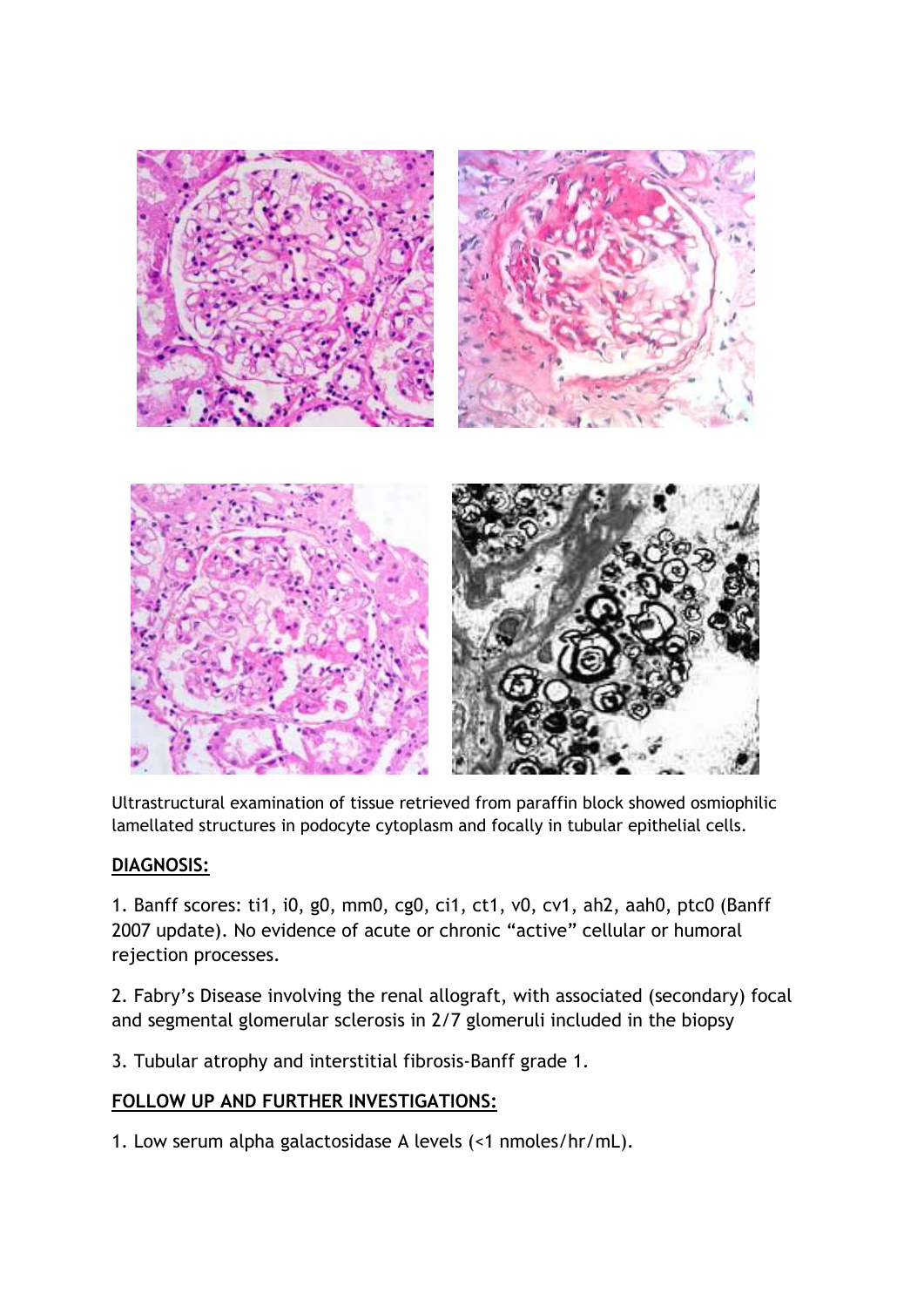Ultrastructural examination of tissue retrieved from paraffin block showed osmiophilic lamellated structures in podocyte cytoplasm and focally in tubular epithelial cells.

## DIAGNOSIS:

1. Banff scores: ti1, i0, g0, mm0, cg0, ci1, ct1, v0, cv1, ah2, aah0, ptc0 (Banff 2007 update). No evidence of acute or chronic "active" cellular or humoral rejection processes.

2. Fabry's Disease involving the renal allograft, with associated (secondary) focal and segmental glomerular sclerosis in 2/7 glomeruli included in the biopsy

3. Tubular atrophy and interstitial fibrosis-Banff grade 1.

## FOLLOW UP AND FURTHER INVESTIGATIONS:

1. Low serum alpha galactosidase A levels (<1 nmoles/hr/mL).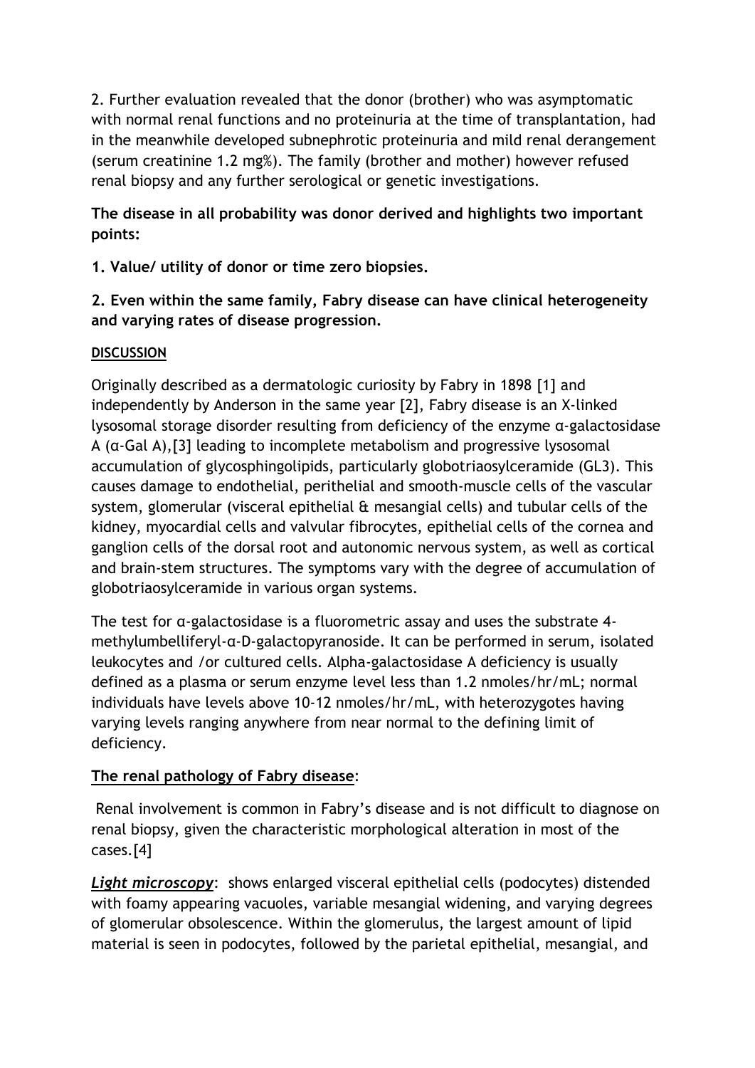2. Further evaluation revealed that the donor (brother) who was asymptomatic with normal renal functions and no proteinuria at the time of transplantation, had in the meanwhile developed subnephrotic proteinuria and mild renal derangement (serum creatinine 1.2 mg%). The family (brother and mother) however refused renal biopsy and any further serological or genetic investigations.

**The disease in all probability was donor derived and highlights two important points:**

**1. Value/ utility of donor or time zero biopsies.**

**2. Even within the same family, Fabry disease can have clinical heterogeneity and varying rates of disease progression.**

**DISCUSSION**

Originally described as a dermatologic curiosity by Fabry in 1898 [1] and independently by Anderson in the same year [2], Fabry disease is an X-linked lysosomal storage disorder resulting from deficiency of the enzyme α-galactosidase A (α-Gal A),[3] leading to incomplete metabolism and progressive lysosomal accumulation of glycosphingolipids, particularly globotriaosylceramide (GL3). This causes damage to endothelial, perithelial and smooth-muscle cells of the vascular system, glomerular (visceral epithelial & mesangial cells) and tubular cells of the kidney, myocardial cells and valvular fibrocytes, epithelial cells of the cornea and ganglion cells of the dorsal root and autonomic nervous system, as well as cortical and brain-stem structures. The symptoms vary with the degree of accumulation of globotriaosylceramide in various organ systems.

The test for α-galactosidase is a fluorometric assay and uses the substrate 4-methylumbelliferyl-α-D-galactopyranoside. It can be performed in serum, isolated leukocytes and /or cultured cells. Alpha-galactosidase A deficiency is usually defined as a plasma or serum enzyme level less than 1.2 nmoles/hr/mL; normal individuals have levels above 10-12 nmoles/hr/mL, with heterozygotes having varying levels ranging anywhere from near normal to the defining limit of deficiency.

**The renal pathology of Fabry disease**:

Renal involvement is common in Fabry's disease and is not difficult to diagnose on renal biopsy, given the characteristic morphological alteration in most of the cases.[4]

***Light microscopy***: shows enlarged visceral epithelial cells (podocytes) distended with foamy appearing vacuoles, variable mesangial widening, and varying degrees of glomerular obsolescence. Within the glomerulus, the largest amount of lipid material is seen in podocytes, followed by the parietal epithelial, mesangial, and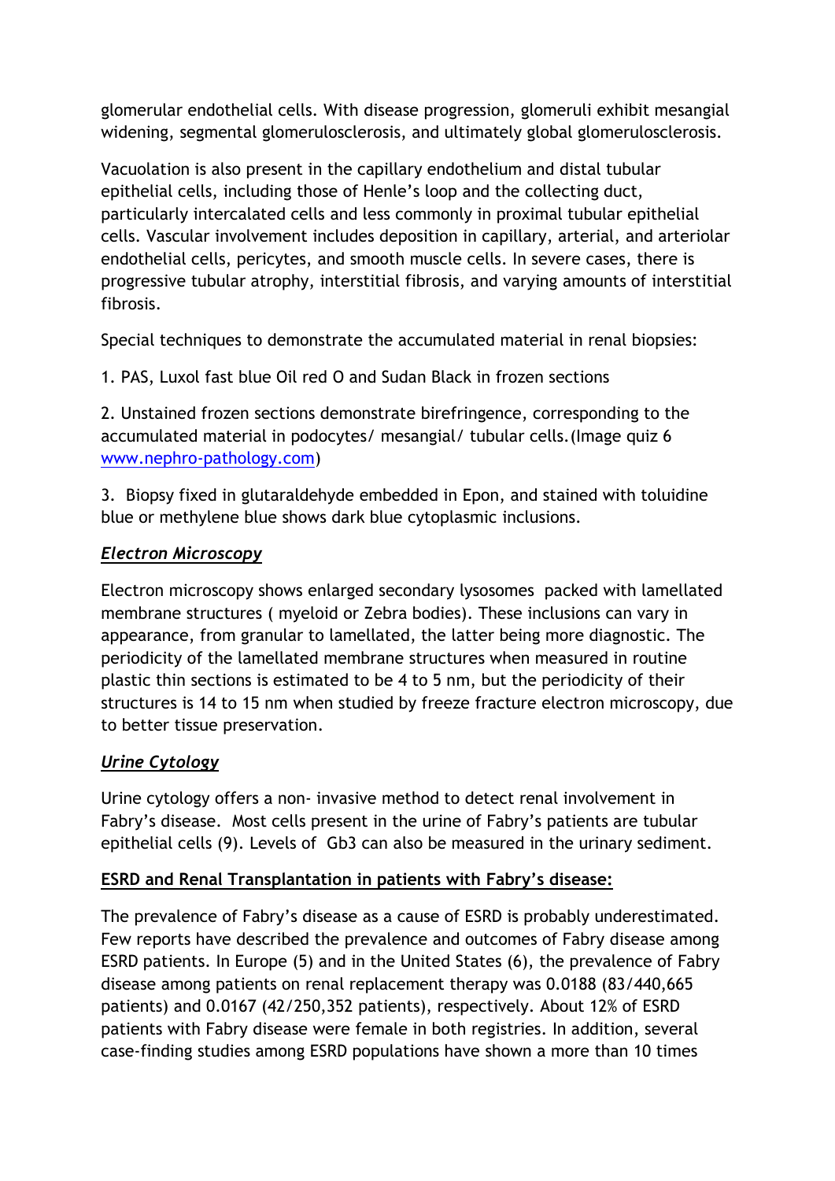glomerular endothelial cells. With disease progression, glomeruli exhibit mesangial widening, segmental glomerulosclerosis, and ultimately global glomerulosclerosis.

Vacuolation is also present in the capillary endothelium and distal tubular epithelial cells, including those of Henle's loop and the collecting duct, particularly intercalated cells and less commonly in proximal tubular epithelial cells. Vascular involvement includes deposition in capillary, arterial, and arteriolar endothelial cells, pericytes, and smooth muscle cells. In severe cases, there is progressive tubular atrophy, interstitial fibrosis, and varying amounts of interstitial fibrosis.

Special techniques to demonstrate the accumulated material in renal biopsies:

1. PAS, Luxol fast blue Oil red O and Sudan Black in frozen sections

2. Unstained frozen sections demonstrate birefringence, corresponding to the accumulated material in podocytes/ mesangial/ tubular cells.(Image quiz 6 www.nephro-pathology.com)

3. Biopsy fixed in glutaraldehyde embedded in Epon, and stained with toluidine blue or methylene blue shows dark blue cytoplasmic inclusions.

### *Electron Microscopy*

Electron microscopy shows enlarged secondary lysosomes packed with lamellated membrane structures ( myeloid or Zebra bodies). These inclusions can vary in appearance, from granular to lamellated, the latter being more diagnostic. The periodicity of the lamellated membrane structures when measured in routine plastic thin sections is estimated to be 4 to 5 nm, but the periodicity of their structures is 14 to 15 nm when studied by freeze fracture electron microscopy, due to better tissue preservation.

### *Urine Cytology*

Urine cytology offers a non- invasive method to detect renal involvement in Fabry's disease. Most cells present in the urine of Fabry's patients are tubular epithelial cells (9). Levels of Gb3 can also be measured in the urinary sediment.

## ESRD and Renal Transplantation in patients with Fabry's disease:

The prevalence of Fabry's disease as a cause of ESRD is probably underestimated. Few reports have described the prevalence and outcomes of Fabry disease among ESRD patients. In Europe (5) and in the United States (6), the prevalence of Fabry disease among patients on renal replacement therapy was 0.0188 (83/440,665 patients) and 0.0167 (42/250,352 patients), respectively. About 12% of ESRD patients with Fabry disease were female in both registries. In addition, several case-finding studies among ESRD populations have shown a more than 10 times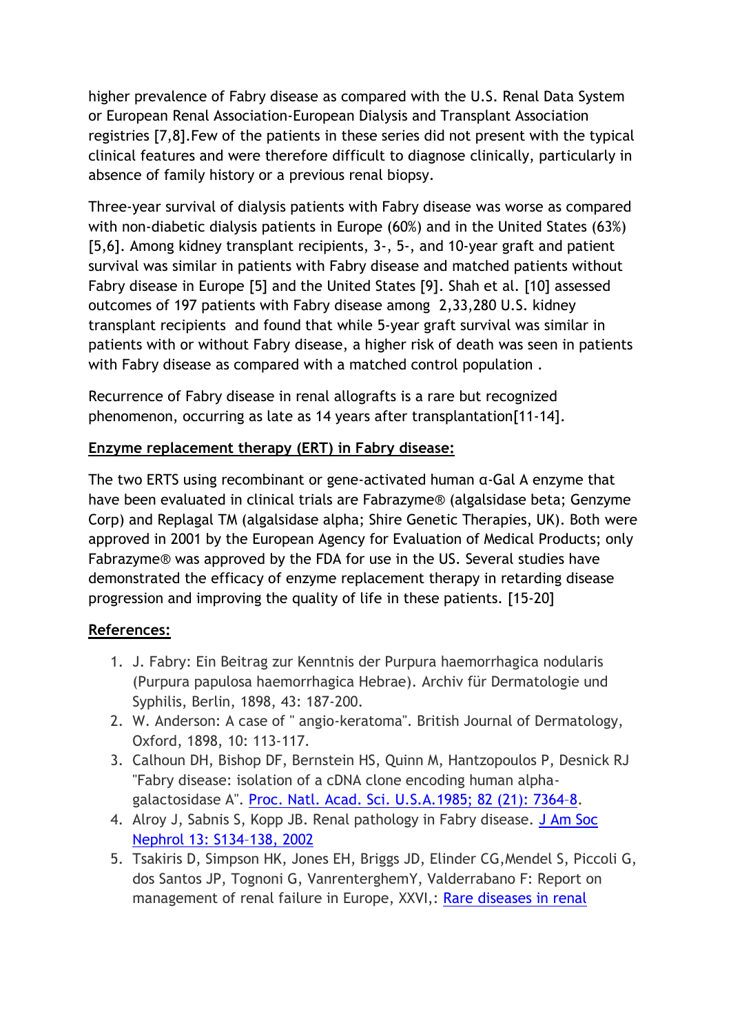higher prevalence of Fabry disease as compared with the U.S. Renal Data System or European Renal Association-European Dialysis and Transplant Association registries [7,8].Few of the patients in these series did not present with the typical clinical features and were therefore difficult to diagnose clinically, particularly in absence of family history or a previous renal biopsy.

Three-year survival of dialysis patients with Fabry disease was worse as compared with non-diabetic dialysis patients in Europe (60%) and in the United States (63%) [5,6]. Among kidney transplant recipients, 3-, 5-, and 10-year graft and patient survival was similar in patients with Fabry disease and matched patients without Fabry disease in Europe [5] and the United States [9]. Shah et al. [10] assessed outcomes of 197 patients with Fabry disease among 2,33,280 U.S. kidney transplant recipients and found that while 5-year graft survival was similar in patients with or without Fabry disease, a higher risk of death was seen in patients with Fabry disease as compared with a matched control population .

Recurrence of Fabry disease in renal allografts is a rare but recognized phenomenon, occurring as late as 14 years after transplantation[11-14].

**Enzyme replacement therapy (ERT) in Fabry disease:**

The two ERTS using recombinant or gene-activated human α-Gal A enzyme that have been evaluated in clinical trials are Fabrazyme® (algalsidase beta; Genzyme Corp) and Replagal TM (algalsidase alpha; Shire Genetic Therapies, UK). Both were approved in 2001 by the European Agency for Evaluation of Medical Products; only Fabrazyme® was approved by the FDA for use in the US. Several studies have demonstrated the efficacy of enzyme replacement therapy in retarding disease progression and improving the quality of life in these patients. [15-20]

**References:**

1. J. Fabry: Ein Beitrag zur Kenntnis der Purpura haemorrhagica nodularis (Purpura papulosa haemorrhagica Hebrae). Archiv für Dermatologie und Syphilis, Berlin, 1898, 43: 187-200.
2. W. Anderson: A case of " angio-keratoma". British Journal of Dermatology, Oxford, 1898, 10: 113-117.
3. Calhoun DH, Bishop DF, Bernstein HS, Quinn M, Hantzopoulos P, Desnick RJ "Fabry disease: isolation of a cDNA clone encoding human alpha-galactosidase A". Proc. Natl. Acad. Sci. U.S.A.1985; 82 (21): 7364–8.
4. Alroy J, Sabnis S, Kopp JB. Renal pathology in Fabry disease. J Am Soc Nephrol 13: S134–138, 2002
5. Tsakiris D, Simpson HK, Jones EH, Briggs JD, Elinder CG,Mendel S, Piccoli G, dos Santos JP, Tognoni G, VanrenterghemY, Valderrabano F: Report on management of renal failure in Europe, XXVI,: Rare diseases in renal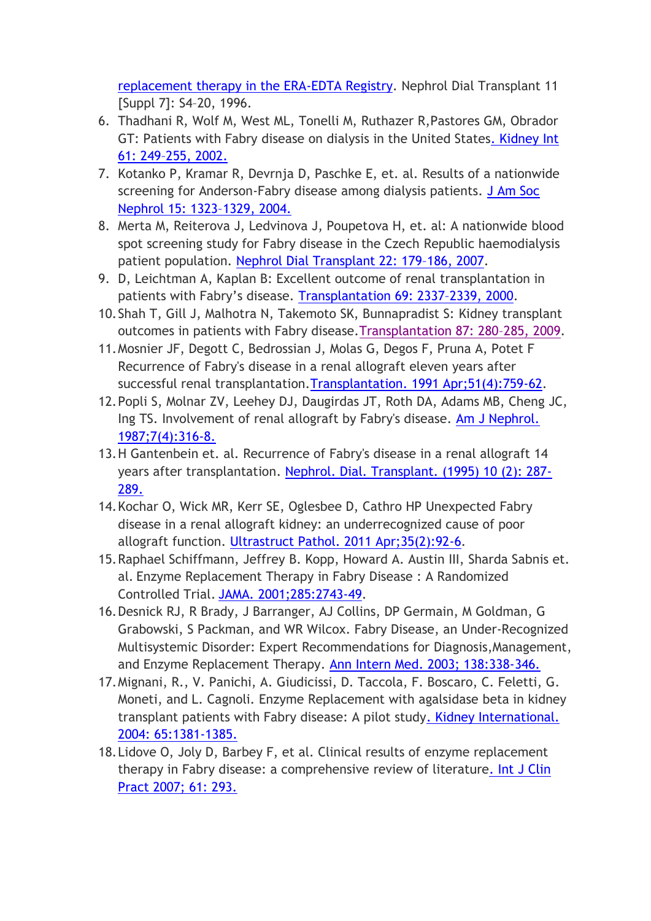replacement therapy in the ERA-EDTA Registry. Nephrol Dial Transplant 11 [Suppl 7]: S4–20, 1996.

6. Thadhani R, Wolf M, West ML, Tonelli M, Ruthazer R,Pastores GM, Obrador GT: Patients with Fabry disease on dialysis in the United States. Kidney Int 61: 249–255, 2002.
7. Kotanko P, Kramar R, Devrnja D, Paschke E, et. al. Results of a nationwide screening for Anderson-Fabry disease among dialysis patients. J Am Soc Nephrol 15: 1323–1329, 2004.
8. Merta M, Reiterova J, Ledvinova J, Poupetova H, et. al: A nationwide blood spot screening study for Fabry disease in the Czech Republic haemodialysis patient population. Nephrol Dial Transplant 22: 179–186, 2007.
9. D, Leichtman A, Kaplan B: Excellent outcome of renal transplantation in patients with Fabry's disease. Transplantation 69: 2337–2339, 2000.
10. Shah T, Gill J, Malhotra N, Takemoto SK, Bunnapradist S: Kidney transplant outcomes in patients with Fabry disease. Transplantation 87: 280–285, 2009.
11. Mosnier JF, Degott C, Bedrossian J, Molas G, Degos F, Pruna A, Potet F Recurrence of Fabry's disease in a renal allograft eleven years after successful renal transplantation. Transplantation. 1991 Apr;51(4):759-62.
12. Popli S, Molnar ZV, Leehey DJ, Daugirdas JT, Roth DA, Adams MB, Cheng JC, Ing TS. Involvement of renal allograft by Fabry's disease. Am J Nephrol. 1987;7(4):316-8.
13. H Gantenbein et. al. Recurrence of Fabry's disease in a renal allograft 14 years after transplantation. Nephrol. Dial. Transplant. (1995) 10 (2): 287-289.
14. Kochar O, Wick MR, Kerr SE, Oglesbee D, Cathro HP Unexpected Fabry disease in a renal allograft kidney: an underrecognized cause of poor allograft function. Ultrastruct Pathol. 2011 Apr;35(2):92-6.
15. Raphael Schiffmann, Jeffrey B. Kopp, Howard A. Austin III, Sharda Sabnis et. al. Enzyme Replacement Therapy in Fabry Disease : A Randomized Controlled Trial. JAMA. 2001;285:2743-49.
16. Desnick RJ, R Brady, J Barranger, AJ Collins, DP Germain, M Goldman, G Grabowski, S Packman, and WR Wilcox. Fabry Disease, an Under-Recognized Multisystemic Disorder: Expert Recommendations for Diagnosis,Management, and Enzyme Replacement Therapy. Ann Intern Med. 2003; 138:338-346.
17. Mignani, R., V. Panichi, A. Giudicissi, D. Taccola, F. Boscaro, C. Feletti, G. Moneti, and L. Cagnoli. Enzyme Replacement with agalsidase beta in kidney transplant patients with Fabry disease: A pilot study. Kidney International. 2004: 65:1381-1385.
18. Lidove O, Joly D, Barbey F, et al. Clinical results of enzyme replacement therapy in Fabry disease: a comprehensive review of literature. Int J Clin Pract 2007; 61: 293.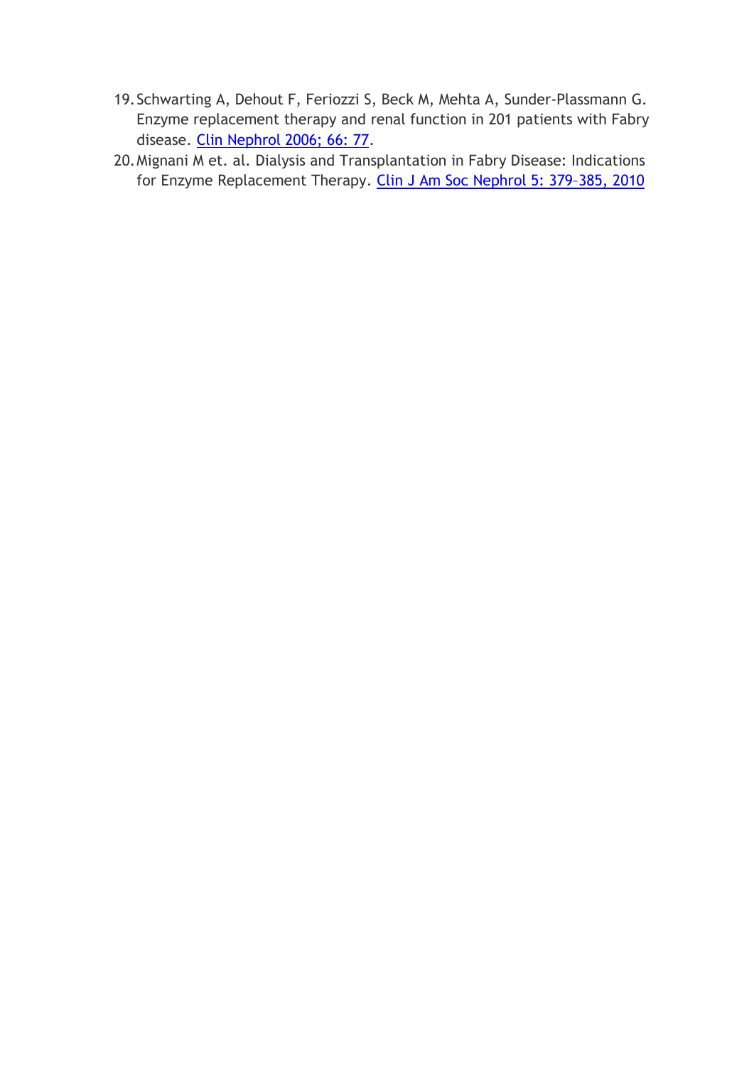19. Schwarting A, Dehout F, Feriozzi S, Beck M, Mehta A, Sunder-Plassmann G. Enzyme replacement therapy and renal function in 201 patients with Fabry disease. Clin Nephrol 2006; 66: 77.
20. Mignani M et. al. Dialysis and Transplantation in Fabry Disease: Indications for Enzyme Replacement Therapy. Clin J Am Soc Nephrol 5: 379–385, 2010